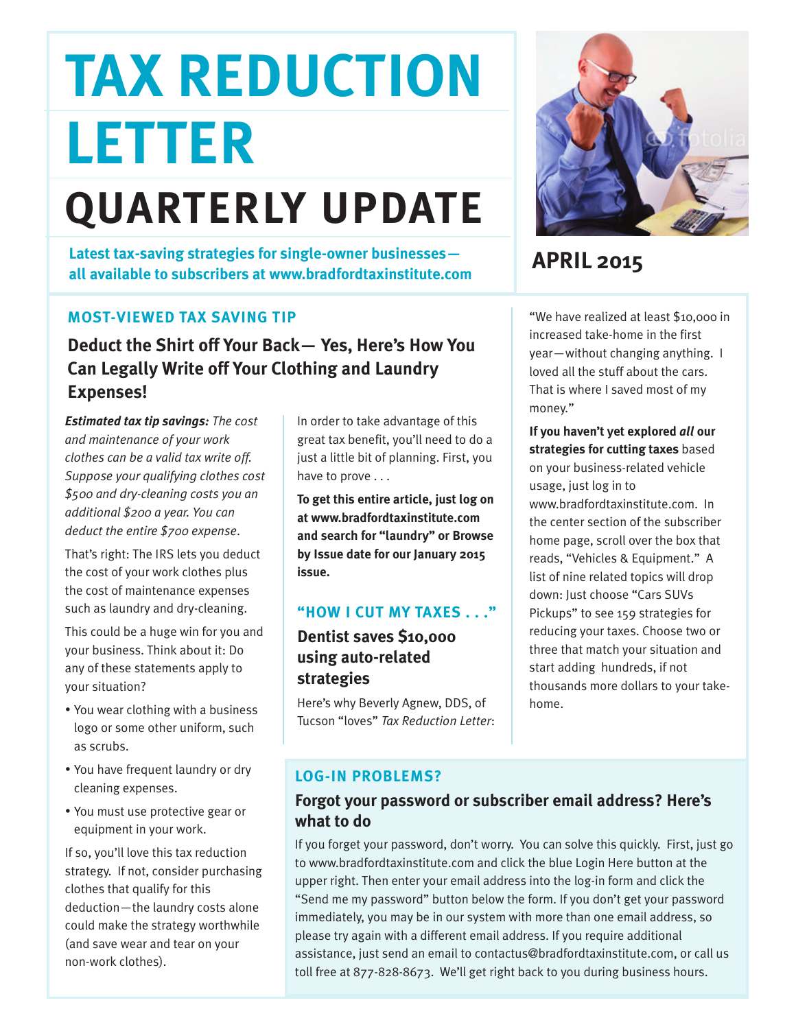# TAX REDUCTION LETTER

# QUARTERLY UPDATE

**Latest tax-saving strategies for single-owner businesses— all available to subscribers at www.bradfordtaxinstitute.com**

**APRIL 2015**

## MOST-VIEWED TAX SAVING TIP

### Deduct the Shirt off Your Back— Yes, Here's How You Can Legally Write off Your Clothing and Laundry Expenses!

***Estimated tax tip savings:*** *The cost and maintenance of your work clothes can be a valid tax write off. Suppose your qualifying clothes cost $500 and dry-cleaning costs you an additional $200 a year. You can deduct the entire $700 expense*.

That's right: The IRS lets you deduct the cost of your work clothes plus the cost of maintenance expenses such as laundry and dry-cleaning.

This could be a huge win for you and your business. Think about it: Do any of these statements apply to your situation?

- You wear clothing with a business logo or some other uniform, such as scrubs.
- You have frequent laundry or dry cleaning expenses.
- You must use protective gear or equipment in your work.

If so, you'll love this tax reduction strategy. If not, consider purchasing clothes that qualify for this deduction—the laundry costs alone could make the strategy worthwhile (and save wear and tear on your non-work clothes).

In order to take advantage of this great tax benefit, you'll need to do a just a little bit of planning. First, you have to prove . . .

**To get this entire article, just log on at www.bradfordtaxinstitute.com and search for "laundry" or Browse by Issue date for our January 2015 issue.**

## "HOW I CUT MY TAXES . . ."

### Dentist saves $10,000 using auto-related strategies

Here's why Beverly Agnew, DDS, of Tucson "loves" *Tax Reduction Letter*:

"We have realized at least $10,000 in increased take-home in the first year—without changing anything. I loved all the stuff about the cars. That is where I saved most of my money."

**If you haven't yet explored *all* our strategies for cutting taxes** based on your business-related vehicle usage, just log in to www.bradfordtaxinstitute.com. In the center section of the subscriber home page, scroll over the box that reads, "Vehicles & Equipment." A list of nine related topics will drop down: Just choose "Cars SUVs Pickups" to see 159 strategies for reducing your taxes. Choose two or three that match your situation and start adding hundreds, if not thousands more dollars to your take-home.

## LOG-IN PROBLEMS?

### Forgot your password or subscriber email address? Here's what to do

If you forget your password, don't worry. You can solve this quickly. First, just go to www.bradfordtaxinstitute.com and click the blue Login Here button at the upper right. Then enter your email address into the log-in form and click the "Send me my password" button below the form. If you don't get your password immediately, you may be in our system with more than one email address, so please try again with a different email address. If you require additional assistance, just send an email to contactus@bradfordtaxinstitute.com, or call us toll free at 877-828-8673. We'll get right back to you during business hours.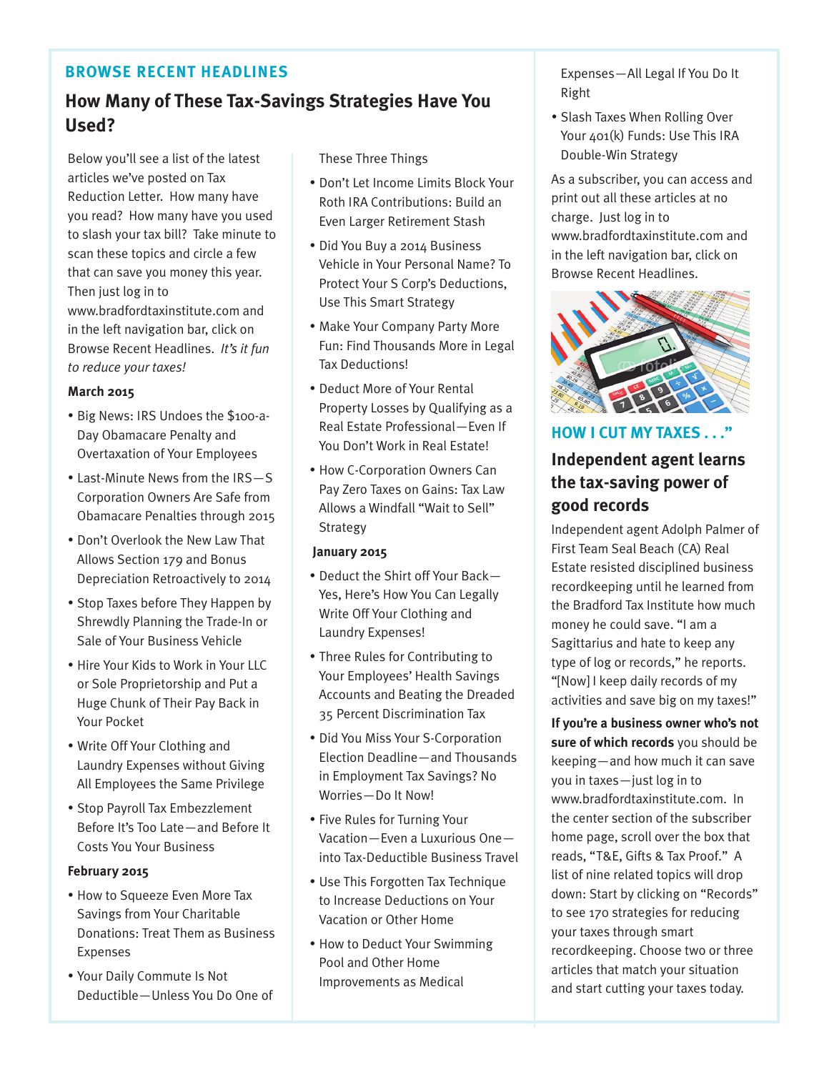## BROWSE RECENT HEADLINES

# How Many of These Tax-Savings Strategies Have You Used?

Below you'll see a list of the latest articles we've posted on Tax Reduction Letter. How many have you read? How many have you used to slash your tax bill? Take minute to scan these topics and circle a few that can save you money this year. Then just log in to www.bradfordtaxinstitute.com and in the left navigation bar, click on Browse Recent Headlines. *It's it fun to reduce your taxes!*

### March 2015

- Big News: IRS Undoes the $100-a-Day Obamacare Penalty and Overtaxation of Your Employees
- Last-Minute News from the IRS—S Corporation Owners Are Safe from Obamacare Penalties through 2015
- Don't Overlook the New Law That Allows Section 179 and Bonus Depreciation Retroactively to 2014
- Stop Taxes before They Happen by Shrewdly Planning the Trade-In or Sale of Your Business Vehicle
- Hire Your Kids to Work in Your LLC or Sole Proprietorship and Put a Huge Chunk of Their Pay Back in Your Pocket
- Write Off Your Clothing and Laundry Expenses without Giving All Employees the Same Privilege
- Stop Payroll Tax Embezzlement Before It's Too Late—and Before It Costs You Your Business

### February 2015

- How to Squeeze Even More Tax Savings from Your Charitable Donations: Treat Them as Business Expenses
- Your Daily Commute Is Not Deductible—Unless You Do One of These Three Things
- Don't Let Income Limits Block Your Roth IRA Contributions: Build an Even Larger Retirement Stash
- Did You Buy a 2014 Business Vehicle in Your Personal Name? To Protect Your S Corp's Deductions, Use This Smart Strategy
- Make Your Company Party More Fun: Find Thousands More in Legal Tax Deductions!
- Deduct More of Your Rental Property Losses by Qualifying as a Real Estate Professional—Even If You Don't Work in Real Estate!
- How C-Corporation Owners Can Pay Zero Taxes on Gains: Tax Law Allows a Windfall "Wait to Sell" Strategy

### January 2015

- Deduct the Shirt off Your Back—Yes, Here's How You Can Legally Write Off Your Clothing and Laundry Expenses!
- Three Rules for Contributing to Your Employees' Health Savings Accounts and Beating the Dreaded 35 Percent Discrimination Tax
- Did You Miss Your S-Corporation Election Deadline—and Thousands in Employment Tax Savings? No Worries—Do It Now!
- Five Rules for Turning Your Vacation—Even a Luxurious One—into Tax-Deductible Business Travel
- Use This Forgotten Tax Technique to Increase Deductions on Your Vacation or Other Home
- How to Deduct Your Swimming Pool and Other Home Improvements as Medical Expenses—All Legal If You Do It Right
- Slash Taxes When Rolling Over Your 401(k) Funds: Use This IRA Double-Win Strategy

As a subscriber, you can access and print out all these articles at no charge. Just log in to www.bradfordtaxinstitute.com and in the left navigation bar, click on Browse Recent Headlines.

## HOW I CUT MY TAXES . . ."

# Independent agent learns the tax-saving power of good records

Independent agent Adolph Palmer of First Team Seal Beach (CA) Real Estate resisted disciplined business recordkeeping until he learned from the Bradford Tax Institute how much money he could save. "I am a Sagittarius and hate to keep any type of log or records," he reports. "[Now] I keep daily records of my activities and save big on my taxes!"

**If you're a business owner who's not sure of which records** you should be keeping—and how much it can save you in taxes—just log in to www.bradfordtaxinstitute.com. In the center section of the subscriber home page, scroll over the box that reads, "T&E, Gifts & Tax Proof." A list of nine related topics will drop down: Start by clicking on "Records" to see 170 strategies for reducing your taxes through smart recordkeeping. Choose two or three articles that match your situation and start cutting your taxes today.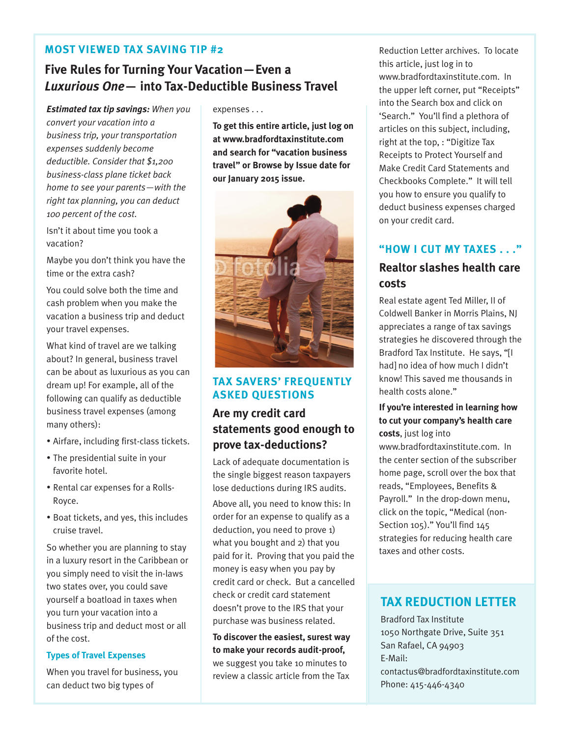## MOST VIEWED TAX SAVING TIP #2

# Five Rules for Turning Your Vacation—Even a *Luxurious One*— into Tax-Deductible Business Travel

***Estimated tax tip savings:*** *When you convert your vacation into a business trip, your transportation expenses suddenly become deductible. Consider that $1,200 business-class plane ticket back home to see your parents—with the right tax planning, you can deduct 100 percent of the cost.*

Isn't it about time you took a vacation?

Maybe you don't think you have the time or the extra cash?

You could solve both the time and cash problem when you make the vacation a business trip and deduct your travel expenses.

What kind of travel are we talking about? In general, business travel can be about as luxurious as you can dream up! For example, all of the following can qualify as deductible business travel expenses (among many others):

- Airfare, including first-class tickets.
- The presidential suite in your favorite hotel.
- Rental car expenses for a Rolls-Royce.
- Boat tickets, and yes, this includes cruise travel.

So whether you are planning to stay in a luxury resort in the Caribbean or you simply need to visit the in-laws two states over, you could save yourself a boatload in taxes when you turn your vacation into a business trip and deduct most or all of the cost.

### Types of Travel Expenses

When you travel for business, you can deduct two big types of expenses . . .

**To get this entire article, just log on at www.bradfordtaxinstitute.com and search for "vacation business travel" or Browse by Issue date for our January 2015 issue.**

## TAX SAVERS' FREQUENTLY ASKED QUESTIONS

### Are my credit card statements good enough to prove tax-deductions?

Lack of adequate documentation is the single biggest reason taxpayers lose deductions during IRS audits.

Above all, you need to know this: In order for an expense to qualify as a deduction, you need to prove 1) what you bought and 2) that you paid for it. Proving that you paid the money is easy when you pay by credit card or check. But a cancelled check or credit card statement doesn't prove to the IRS that your purchase was business related.

**To discover the easiest, surest way to make your records audit-proof,** we suggest you take 10 minutes to review a classic article from the Tax Reduction Letter archives. To locate this article, just log in to www.bradfordtaxinstitute.com. In the upper left corner, put "Receipts" into the Search box and click on 'Search." You'll find a plethora of articles on this subject, including, right at the top, : "Digitize Tax Receipts to Protect Yourself and Make Credit Card Statements and Checkbooks Complete." It will tell you how to ensure you qualify to deduct business expenses charged on your credit card.

## "HOW I CUT MY TAXES . . ."

### Realtor slashes health care costs

Real estate agent Ted Miller, II of Coldwell Banker in Morris Plains, NJ appreciates a range of tax savings strategies he discovered through the Bradford Tax Institute. He says, "[I had] no idea of how much I didn't know! This saved me thousands in health costs alone."

**If you're interested in learning how to cut your company's health care costs**, just log into www.bradfordtaxinstitute.com. In the center section of the subscriber home page, scroll over the box that reads, "Employees, Benefits & Payroll." In the drop-down menu, click on the topic, "Medical (non-Section 105)." You'll find 145 strategies for reducing health care taxes and other costs.

## TAX REDUCTION LETTER

Bradford Tax Institute
1050 Northgate Drive, Suite 351
San Rafael, CA 94903
E-Mail:
contactus@bradfordtaxinstitute.com
Phone: 415-446-4340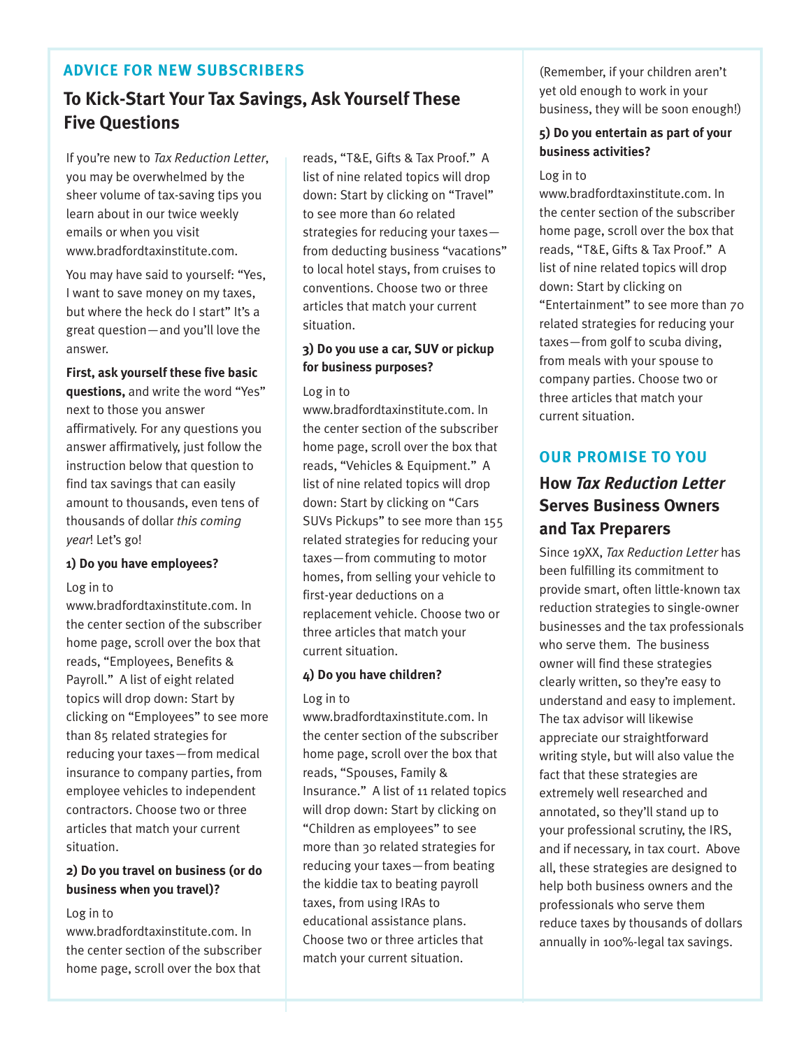## ADVICE FOR NEW SUBSCRIBERS

# To Kick-Start Your Tax Savings, Ask Yourself These Five Questions

If you're new to *Tax Reduction Letter*, you may be overwhelmed by the sheer volume of tax-saving tips you learn about in our twice weekly emails or when you visit www.bradfordtaxinstitute.com.

You may have said to yourself: "Yes, I want to save money on my taxes, but where the heck do I start" It's a great question—and you'll love the answer.

**First, ask yourself these five basic questions,** and write the word "Yes" next to those you answer affirmatively. For any questions you answer affirmatively, just follow the instruction below that question to find tax savings that can easily amount to thousands, even tens of thousands of dollar *this coming year*! Let's go!

### 1) Do you have employees?

Log in to www.bradfordtaxinstitute.com. In the center section of the subscriber home page, scroll over the box that reads, "Employees, Benefits & Payroll." A list of eight related topics will drop down: Start by clicking on "Employees" to see more than 85 related strategies for reducing your taxes—from medical insurance to company parties, from employee vehicles to independent contractors. Choose two or three articles that match your current situation.

### 2) Do you travel on business (or do business when you travel)?

Log in to www.bradfordtaxinstitute.com. In the center section of the subscriber home page, scroll over the box that reads, "T&E, Gifts & Tax Proof." A list of nine related topics will drop down: Start by clicking on "Travel" to see more than 60 related strategies for reducing your taxes—from deducting business "vacations" to local hotel stays, from cruises to conventions. Choose two or three articles that match your current situation.

### 3) Do you use a car, SUV or pickup for business purposes?

Log in to www.bradfordtaxinstitute.com. In the center section of the subscriber home page, scroll over the box that reads, "Vehicles & Equipment." A list of nine related topics will drop down: Start by clicking on "Cars SUVs Pickups" to see more than 155 related strategies for reducing your taxes—from commuting to motor homes, from selling your vehicle to first-year deductions on a replacement vehicle. Choose two or three articles that match your current situation.

### 4) Do you have children?

Log in to www.bradfordtaxinstitute.com. In the center section of the subscriber home page, scroll over the box that reads, "Spouses, Family & Insurance." A list of 11 related topics will drop down: Start by clicking on "Children as employees" to see more than 30 related strategies for reducing your taxes—from beating the kiddie tax to beating payroll taxes, from using IRAs to educational assistance plans. Choose two or three articles that match your current situation.

(Remember, if your children aren't yet old enough to work in your business, they will be soon enough!)

### 5) Do you entertain as part of your business activities?

Log in to www.bradfordtaxinstitute.com. In the center section of the subscriber home page, scroll over the box that reads, "T&E, Gifts & Tax Proof." A list of nine related topics will drop down: Start by clicking on "Entertainment" to see more than 70 related strategies for reducing your taxes—from golf to scuba diving, from meals with your spouse to company parties. Choose two or three articles that match your current situation.

## OUR PROMISE TO YOU

# How *Tax Reduction Letter* Serves Business Owners and Tax Preparers

Since 19XX, *Tax Reduction Letter* has been fulfilling its commitment to provide smart, often little-known tax reduction strategies to single-owner businesses and the tax professionals who serve them. The business owner will find these strategies clearly written, so they're easy to understand and easy to implement. The tax advisor will likewise appreciate our straightforward writing style, but will also value the fact that these strategies are extremely well researched and annotated, so they'll stand up to your professional scrutiny, the IRS, and if necessary, in tax court. Above all, these strategies are designed to help both business owners and the professionals who serve them reduce taxes by thousands of dollars annually in 100%-legal tax savings.